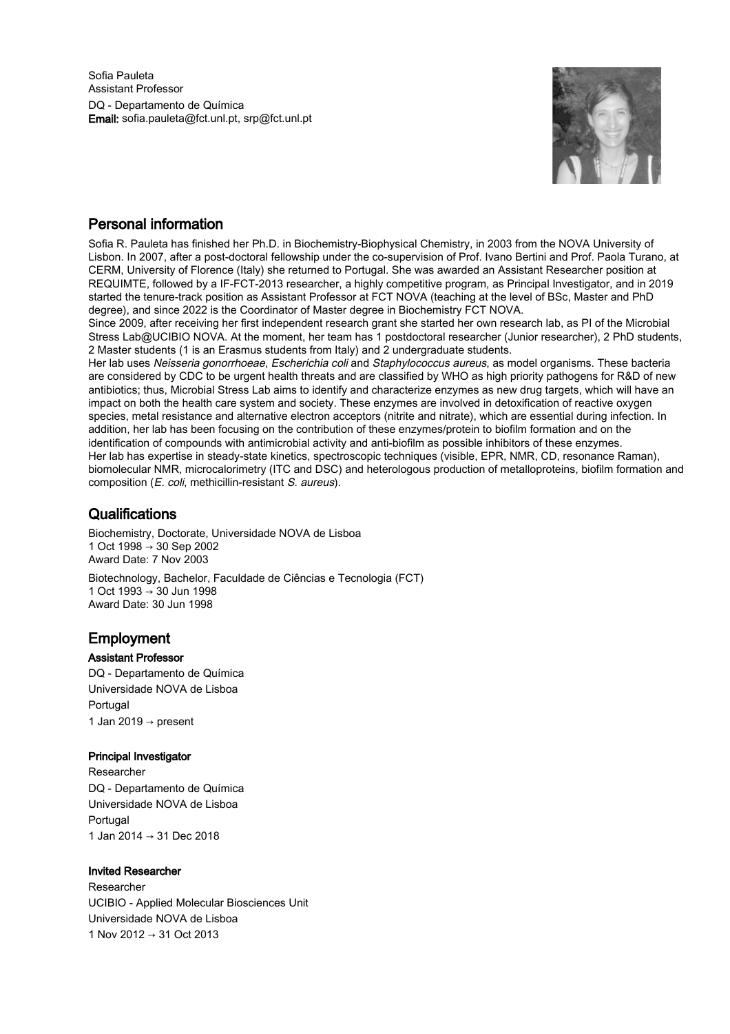Sofia Pauleta
Assistant Professor
DQ - Departamento de Química
**Email:** sofia.pauleta@fct.unl.pt, srp@fct.unl.pt

## Personal information

Sofia R. Pauleta has finished her Ph.D. in Biochemistry-Biophysical Chemistry, in 2003 from the NOVA University of Lisbon. In 2007, after a post-doctoral fellowship under the co-supervision of Prof. Ivano Bertini and Prof. Paola Turano, at CERM, University of Florence (Italy) she returned to Portugal. She was awarded an Assistant Researcher position at REQUIMTE, followed by a IF-FCT-2013 researcher, a highly competitive program, as Principal Investigator, and in 2019 started the tenure-track position as Assistant Professor at FCT NOVA (teaching at the level of BSc, Master and PhD degree), and since 2022 is the Coordinator of Master degree in Biochemistry FCT NOVA.
Since 2009, after receiving her first independent research grant she started her own research lab, as PI of the Microbial Stress Lab@UCIBIO NOVA. At the moment, her team has 1 postdoctoral researcher (Junior researcher), 2 PhD students, 2 Master students (1 is an Erasmus students from Italy) and 2 undergraduate students.
Her lab uses *Neisseria gonorrhoeae, Escherichia coli* and *Staphylococcus aureus,* as model organisms. These bacteria are considered by CDC to be urgent health threats and are classified by WHO as high priority pathogens for R&D of new antibiotics; thus, Microbial Stress Lab aims to identify and characterize enzymes as new drug targets, which will have an impact on both the health care system and society. These enzymes are involved in detoxification of reactive oxygen species, metal resistance and alternative electron acceptors (nitrite and nitrate), which are essential during infection. In addition, her lab has been focusing on the contribution of these enzymes/protein to biofilm formation and on the identification of compounds with antimicrobial activity and anti-biofilm as possible inhibitors of these enzymes.
Her lab has expertise in steady-state kinetics, spectroscopic techniques (visible, EPR, NMR, CD, resonance Raman), biomolecular NMR, microcalorimetry (ITC and DSC) and heterologous production of metalloproteins, biofilm formation and composition (*E. coli*, methicillin-resistant *S. aureus*).

## Qualifications

Biochemistry, Doctorate, Universidade NOVA de Lisboa
1 Oct 1998 → 30 Sep 2002
Award Date: 7 Nov 2003

Biotechnology, Bachelor, Faculdade de Ciências e Tecnologia (FCT)
1 Oct 1993 → 30 Jun 1998
Award Date: 30 Jun 1998

## Employment

### Assistant Professor

DQ - Departamento de Química
Universidade NOVA de Lisboa
Portugal
1 Jan 2019 → present

### Principal Investigator

Researcher
DQ - Departamento de Química
Universidade NOVA de Lisboa
Portugal
1 Jan 2014 → 31 Dec 2018

### Invited Researcher

Researcher
UCIBIO - Applied Molecular Biosciences Unit
Universidade NOVA de Lisboa
1 Nov 2012 → 31 Oct 2013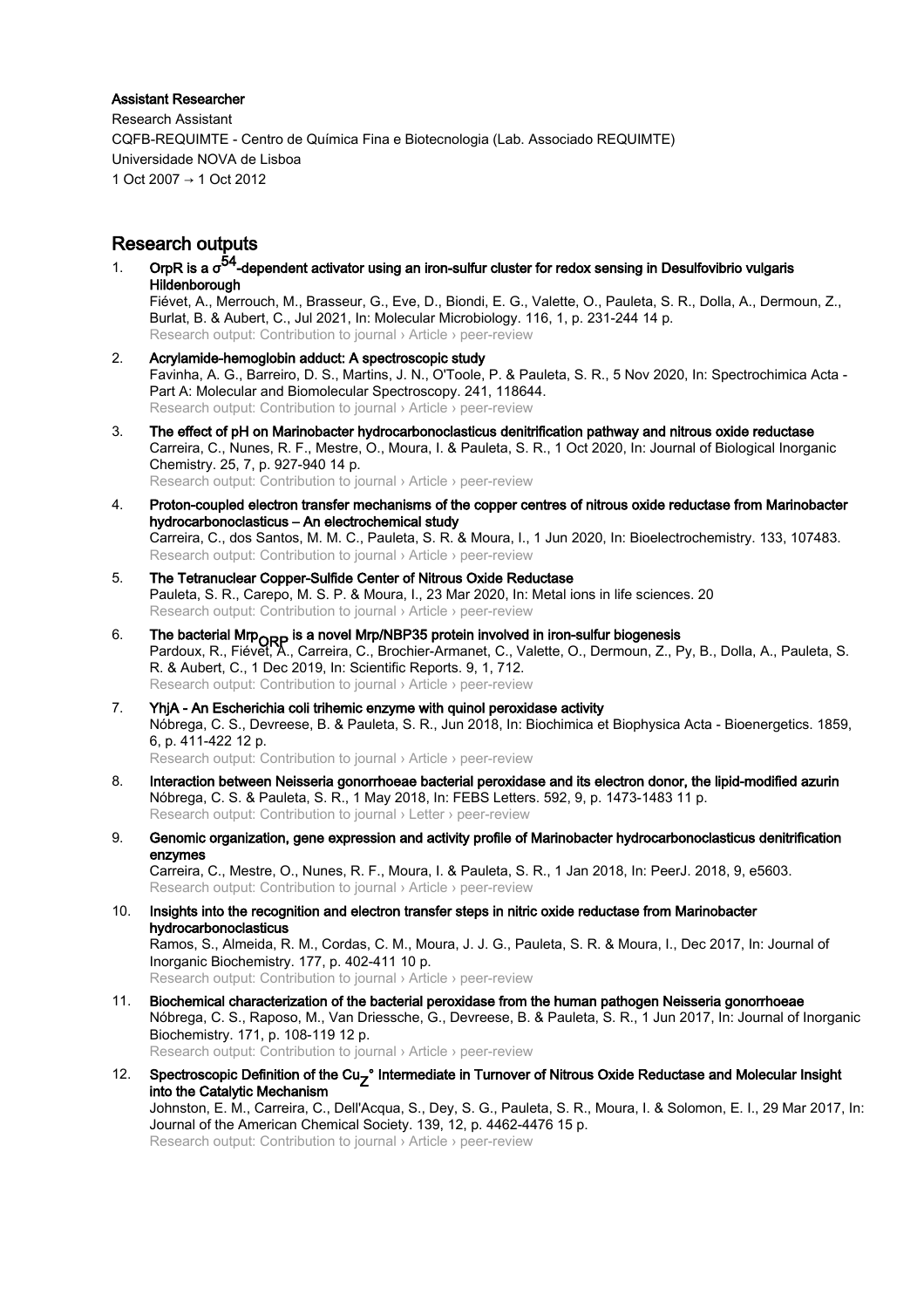**Assistant Researcher**

Research Assistant

CQFB-REQUIMTE - Centro de Química Fina e Biotecnologia (Lab. Associado REQUIMTE)

Universidade NOVA de Lisboa

1 Oct 2007 → 1 Oct 2012

## Research outputs

1. **OrpR is a $\sigma^{54}$-dependent activator using an iron-sulfur cluster for redox sensing in Desulfovibrio vulgaris Hildenborough**
   Fiévet, A., Merrouch, M., Brasseur, G., Eve, D., Biondi, E. G., Valette, O., Pauleta, S. R., Dolla, A., Dermoun, Z., Burlat, B. & Aubert, C., Jul 2021, In: Molecular Microbiology. 116, 1, p. 231-244 14 p.
   Research output: Contribution to journal › Article › peer-review

2. **Acrylamide-hemoglobin adduct: A spectroscopic study**
   Favinha, A. G., Barreiro, D. S., Martins, J. N., O'Toole, P. & Pauleta, S. R., 5 Nov 2020, In: Spectrochimica Acta - Part A: Molecular and Biomolecular Spectroscopy. 241, 118644.
   Research output: Contribution to journal › Article › peer-review

3. **The effect of pH on Marinobacter hydrocarbonoclasticus denitrification pathway and nitrous oxide reductase**
   Carreira, C., Nunes, R. F., Mestre, O., Moura, I. & Pauleta, S. R., 1 Oct 2020, In: Journal of Biological Inorganic Chemistry. 25, 7, p. 927-940 14 p.
   Research output: Contribution to journal › Article › peer-review

4. **Proton-coupled electron transfer mechanisms of the copper centres of nitrous oxide reductase from Marinobacter hydrocarbonoclasticus – An electrochemical study**
   Carreira, C., dos Santos, M. M. C., Pauleta, S. R. & Moura, I., 1 Jun 2020, In: Bioelectrochemistry. 133, 107483.
   Research output: Contribution to journal › Article › peer-review

5. **The Tetranuclear Copper-Sulfide Center of Nitrous Oxide Reductase**
   Pauleta, S. R., Carepo, M. S. P. & Moura, I., 23 Mar 2020, In: Metal ions in life sciences. 20
   Research output: Contribution to journal › Article › peer-review

6. **The bacterial $Mrp_{ORP}$ is a novel Mrp/NBP35 protein involved in iron-sulfur biogenesis**
   Pardoux, R., Fiévet, A., Carreira, C., Brochier-Armanet, C., Valette, O., Dermoun, Z., Py, B., Dolla, A., Pauleta, S. R. & Aubert, C., 1 Dec 2019, In: Scientific Reports. 9, 1, 712.
   Research output: Contribution to journal › Article › peer-review

7. **YhjA - An Escherichia coli trihemic enzyme with quinol peroxidase activity**
   Nóbrega, C. S., Devreese, B. & Pauleta, S. R., Jun 2018, In: Biochimica et Biophysica Acta - Bioenergetics. 1859, 6, p. 411-422 12 p.
   Research output: Contribution to journal › Article › peer-review

8. **Interaction between Neisseria gonorrhoeae bacterial peroxidase and its electron donor, the lipid-modified azurin**
   Nóbrega, C. S. & Pauleta, S. R., 1 May 2018, In: FEBS Letters. 592, 9, p. 1473-1483 11 p.
   Research output: Contribution to journal › Letter › peer-review

9. **Genomic organization, gene expression and activity profile of Marinobacter hydrocarbonoclasticus denitrification enzymes**
   Carreira, C., Mestre, O., Nunes, R. F., Moura, I. & Pauleta, S. R., 1 Jan 2018, In: PeerJ. 2018, 9, e5603.
   Research output: Contribution to journal › Article › peer-review

10. **Insights into the recognition and electron transfer steps in nitric oxide reductase from Marinobacter hydrocarbonoclasticus**
    Ramos, S., Almeida, R. M., Cordas, C. M., Moura, J. J. G., Pauleta, S. R. & Moura, I., Dec 2017, In: Journal of Inorganic Biochemistry. 177, p. 402-411 10 p.
    Research output: Contribution to journal › Article › peer-review

11. **Biochemical characterization of the bacterial peroxidase from the human pathogen Neisseria gonorrhoeae**
    Nóbrega, C. S., Raposo, M., Van Driessche, G., Devreese, B. & Pauleta, S. R., 1 Jun 2017, In: Journal of Inorganic Biochemistry. 171, p. 108-119 12 p.
    Research output: Contribution to journal › Article › peer-review

12. **Spectroscopic Definition of the $Cu_Z°$ Intermediate in Turnover of Nitrous Oxide Reductase and Molecular Insight into the Catalytic Mechanism**
    Johnston, E. M., Carreira, C., Dell'Acqua, S., Dey, S. G., Pauleta, S. R., Moura, I. & Solomon, E. I., 29 Mar 2017, In: Journal of the American Chemical Society. 139, 12, p. 4462-4476 15 p.
    Research output: Contribution to journal › Article › peer-review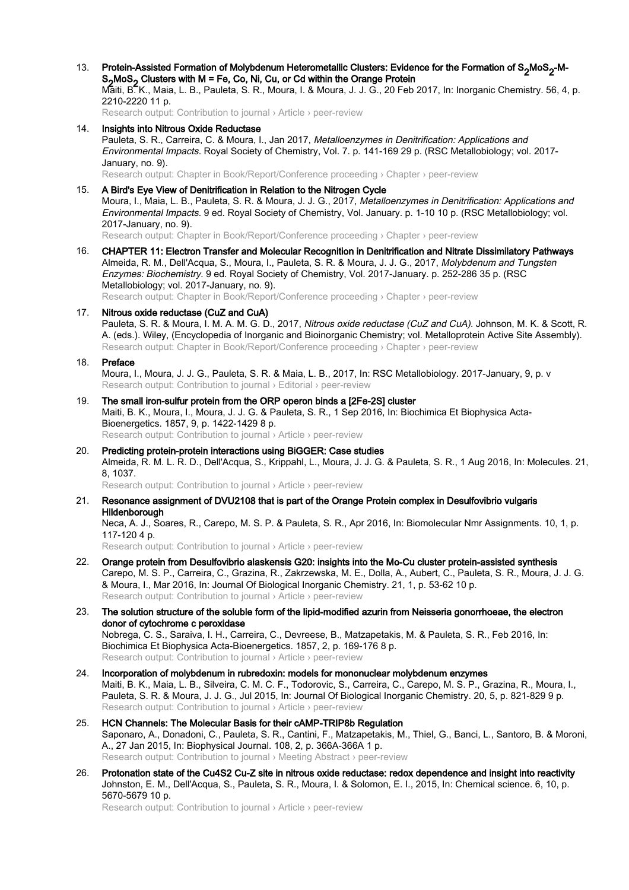13. **Protein-Assisted Formation of Molybdenum Heterometallic Clusters: Evidence for the Formation of $S_2MoS_2$-M-$S_2MoS_2$ Clusters with M = Fe, Co, Ni, Cu, or Cd within the Orange Protein**
    Maiti, B. K., Maia, L. B., Pauleta, S. R., Moura, I. & Moura, J. J. G., 20 Feb 2017, In: Inorganic Chemistry. 56, 4, p. 2210-2220 11 p.
    Research output: Contribution to journal › Article › peer-review

14. **Insights into Nitrous Oxide Reductase**
    Pauleta, S. R., Carreira, C. & Moura, I., Jan 2017, *Metalloenzymes in Denitrification: Applications and Environmental Impacts.* Royal Society of Chemistry, Vol. 7. p. 141-169 29 p. (RSC Metallobiology; vol. 2017-January, no. 9).
    Research output: Chapter in Book/Report/Conference proceeding › Chapter › peer-review

15. **A Bird's Eye View of Denitrification in Relation to the Nitrogen Cycle**
    Moura, I., Maia, L. B., Pauleta, S. R. & Moura, J. J. G., 2017, *Metalloenzymes in Denitrification: Applications and Environmental Impacts.* 9 ed. Royal Society of Chemistry, Vol. January. p. 1-10 10 p. (RSC Metallobiology; vol. 2017-January, no. 9).
    Research output: Chapter in Book/Report/Conference proceeding › Chapter › peer-review

16. **CHAPTER 11: Electron Transfer and Molecular Recognition in Denitrification and Nitrate Dissimilatory Pathways**
    Almeida, R. M., Dell'Acqua, S., Moura, I., Pauleta, S. R. & Moura, J. J. G., 2017, *Molybdenum and Tungsten Enzymes: Biochemistry.* 9 ed. Royal Society of Chemistry, Vol. 2017-January. p. 252-286 35 p. (RSC Metallobiology; vol. 2017-January, no. 9).
    Research output: Chapter in Book/Report/Conference proceeding › Chapter › peer-review

17. **Nitrous oxide reductase (CuZ and CuA)**
    Pauleta, S. R. & Moura, I. M. A. M. G. D., 2017, *Nitrous oxide reductase (CuZ and CuA).* Johnson, M. K. & Scott, R. A. (eds.). Wiley, (Encyclopedia of Inorganic and Bioinorganic Chemistry; vol. Metalloprotein Active Site Assembly).
    Research output: Chapter in Book/Report/Conference proceeding › Chapter › peer-review

18. **Preface**
    Moura, I., Moura, J. J. G., Pauleta, S. R. & Maia, L. B., 2017, In: RSC Metallobiology. 2017-January, 9, p. v
    Research output: Contribution to journal › Editorial › peer-review

19. **The small iron-sulfur protein from the ORP operon binds a [2Fe-2S] cluster**
    Maiti, B. K., Moura, I., Moura, J. J. G. & Pauleta, S. R., 1 Sep 2016, In: Biochimica Et Biophysica Acta-Bioenergetics. 1857, 9, p. 1422-1429 8 p.
    Research output: Contribution to journal › Article › peer-review

20. **Predicting protein-protein interactions using BiGGER: Case studies**
    Almeida, R. M. L. R. D., Dell'Acqua, S., Krippahl, L., Moura, J. J. G. & Pauleta, S. R., 1 Aug 2016, In: Molecules. 21, 8, 1037.
    Research output: Contribution to journal › Article › peer-review

21. **Resonance assignment of DVU2108 that is part of the Orange Protein complex in Desulfovibrio vulgaris Hildenborough**
    Neca, A. J., Soares, R., Carepo, M. S. P. & Pauleta, S. R., Apr 2016, In: Biomolecular Nmr Assignments. 10, 1, p. 117-120 4 p.
    Research output: Contribution to journal › Article › peer-review

22. **Orange protein from Desulfovibrio alaskensis G20: insights into the Mo-Cu cluster protein-assisted synthesis**
    Carepo, M. S. P., Carreira, C., Grazina, R., Zakrzewska, M. E., Dolla, A., Aubert, C., Pauleta, S. R., Moura, J. J. G. & Moura, I., Mar 2016, In: Journal Of Biological Inorganic Chemistry. 21, 1, p. 53-62 10 p.
    Research output: Contribution to journal › Article › peer-review

23. **The solution structure of the soluble form of the lipid-modified azurin from Neisseria gonorrhoeae, the electron donor of cytochrome c peroxidase**
    Nobrega, C. S., Saraiva, I. H., Carreira, C., Devreese, B., Matzapetakis, M. & Pauleta, S. R., Feb 2016, In: Biochimica Et Biophysica Acta-Bioenergetics. 1857, 2, p. 169-176 8 p.
    Research output: Contribution to journal › Article › peer-review

24. **Incorporation of molybdenum in rubredoxin: models for mononuclear molybdenum enzymes**
    Maiti, B. K., Maia, L. B., Silveira, C. M. C. F., Todorovic, S., Carreira, C., Carepo, M. S. P., Grazina, R., Moura, I., Pauleta, S. R. & Moura, J. J. G., Jul 2015, In: Journal Of Biological Inorganic Chemistry. 20, 5, p. 821-829 9 p.
    Research output: Contribution to journal › Article › peer-review

25. **HCN Channels: The Molecular Basis for their cAMP-TRIP8b Regulation**
    Saponaro, A., Donadoni, C., Pauleta, S. R., Cantini, F., Matzapetakis, M., Thiel, G., Banci, L., Santoro, B. & Moroni, A., 27 Jan 2015, In: Biophysical Journal. 108, 2, p. 366A-366A 1 p.
    Research output: Contribution to journal › Meeting Abstract › peer-review

26. **Protonation state of the Cu4S2 Cu-Z site in nitrous oxide reductase: redox dependence and insight into reactivity**
    Johnston, E. M., Dell'Acqua, S., Pauleta, S. R., Moura, I. & Solomon, E. I., 2015, In: Chemical science. 6, 10, p. 5670-5679 10 p.
    Research output: Contribution to journal › Article › peer-review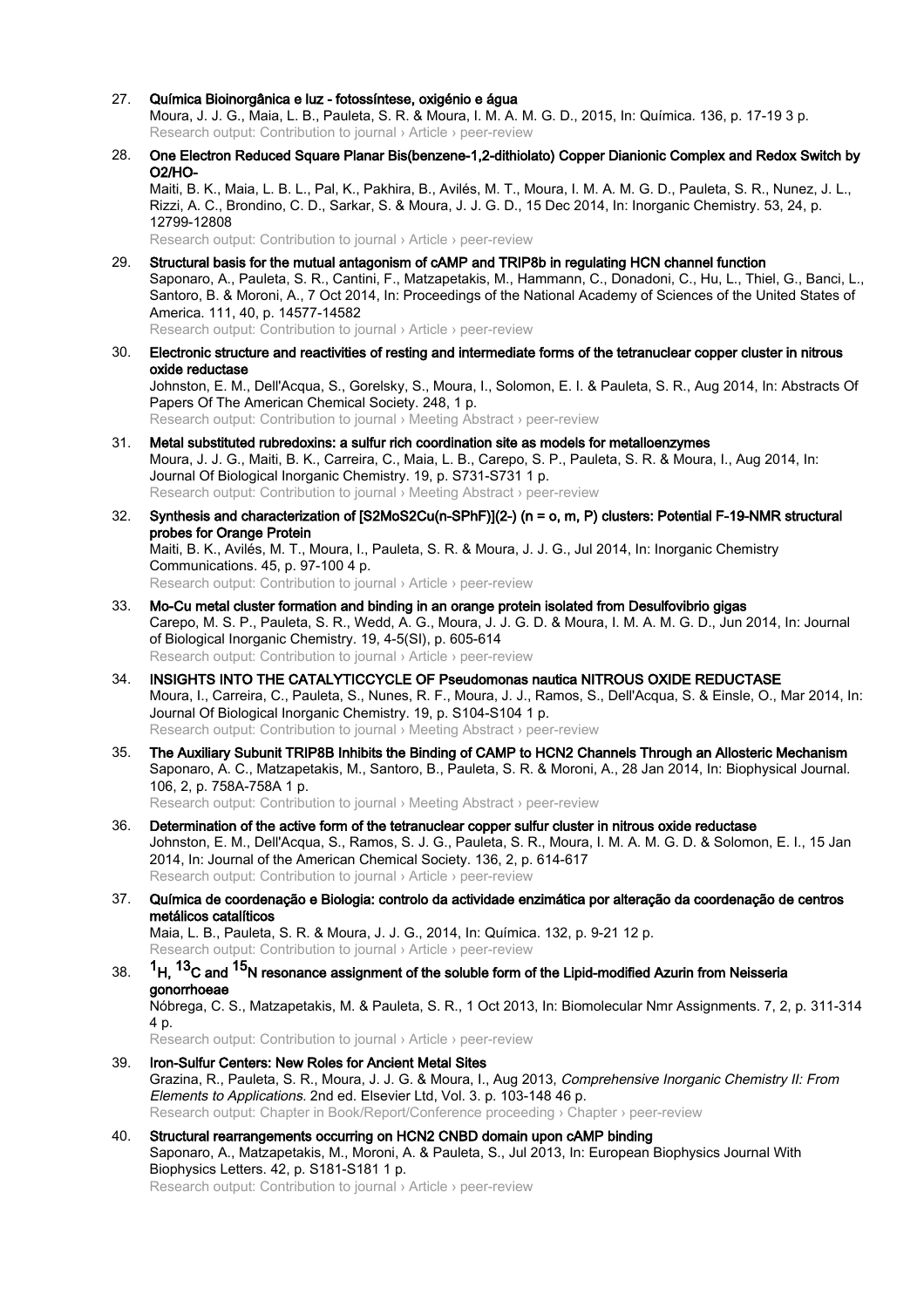27. **Química Bioinorgânica e luz - fotossíntese, oxigénio e água**
Moura, J. J. G., Maia, L. B., Pauleta, S. R. & Moura, I. M. A. M. G. D., 2015, In: Química. 136, p. 17-19 3 p.
Research output: Contribution to journal › Article › peer-review

28. **One Electron Reduced Square Planar Bis(benzene-1,2-dithiolato) Copper Dianionic Complex and Redox Switch by O2/HO-**
Maiti, B. K., Maia, L. B. L., Pal, K., Pakhira, B., Avilés, M. T., Moura, I. M. A. M. G. D., Pauleta, S. R., Nunez, J. L., Rizzi, A. C., Brondino, C. D., Sarkar, S. & Moura, J. J. G. D., 15 Dec 2014, In: Inorganic Chemistry. 53, 24, p. 12799-12808
Research output: Contribution to journal › Article › peer-review

29. **Structural basis for the mutual antagonism of cAMP and TRIP8b in regulating HCN channel function**
Saponaro, A., Pauleta, S. R., Cantini, F., Matzapetakis, M., Hammann, C., Donadoni, C., Hu, L., Thiel, G., Banci, L., Santoro, B. & Moroni, A., 7 Oct 2014, In: Proceedings of the National Academy of Sciences of the United States of America. 111, 40, p. 14577-14582
Research output: Contribution to journal › Article › peer-review

30. **Electronic structure and reactivities of resting and intermediate forms of the tetranuclear copper cluster in nitrous oxide reductase**
Johnston, E. M., Dell'Acqua, S., Gorelsky, S., Moura, I., Solomon, E. I. & Pauleta, S. R., Aug 2014, In: Abstracts Of Papers Of The American Chemical Society. 248, 1 p.
Research output: Contribution to journal › Meeting Abstract › peer-review

31. **Metal substituted rubredoxins: a sulfur rich coordination site as models for metalloenzymes**
Moura, J. J. G., Maiti, B. K., Carreira, C., Maia, L. B., Carepo, S. P., Pauleta, S. R. & Moura, I., Aug 2014, In: Journal Of Biological Inorganic Chemistry. 19, p. S731-S731 1 p.
Research output: Contribution to journal › Meeting Abstract › peer-review

32. **Synthesis and characterization of [S2MoS2Cu(n-SPhF)](2-) (n = o, m, P) clusters: Potential F-19-NMR structural probes for Orange Protein**
Maiti, B. K., Avilés, M. T., Moura, I., Pauleta, S. R. & Moura, J. J. G., Jul 2014, In: Inorganic Chemistry Communications. 45, p. 97-100 4 p.
Research output: Contribution to journal › Article › peer-review

33. **Mo-Cu metal cluster formation and binding in an orange protein isolated from Desulfovibrio gigas**
Carepo, M. S. P., Pauleta, S. R., Wedd, A. G., Moura, J. J. G. D. & Moura, I. M. A. M. G. D., Jun 2014, In: Journal of Biological Inorganic Chemistry. 19, 4-5(SI), p. 605-614
Research output: Contribution to journal › Article › peer-review

34. **INSIGHTS INTO THE CATALYTICCYCLE OF Pseudomonas nautica NITROUS OXIDE REDUCTASE**
Moura, I., Carreira, C., Pauleta, S., Nunes, R. F., Moura, J. J., Ramos, S., Dell'Acqua, S. & Einsle, O., Mar 2014, In: Journal Of Biological Inorganic Chemistry. 19, p. S104-S104 1 p.
Research output: Contribution to journal › Meeting Abstract › peer-review

35. **The Auxiliary Subunit TRIP8B Inhibits the Binding of CAMP to HCN2 Channels Through an Allosteric Mechanism**
Saponaro, A. C., Matzapetakis, M., Santoro, B., Pauleta, S. R. & Moroni, A., 28 Jan 2014, In: Biophysical Journal. 106, 2, p. 758A-758A 1 p.
Research output: Contribution to journal › Meeting Abstract › peer-review

36. **Determination of the active form of the tetranuclear copper sulfur cluster in nitrous oxide reductase**
Johnston, E. M., Dell'Acqua, S., Ramos, S. J. G., Pauleta, S. R., Moura, I. M. A. M. G. D. & Solomon, E. I., 15 Jan 2014, In: Journal of the American Chemical Society. 136, 2, p. 614-617
Research output: Contribution to journal › Article › peer-review

37. **Química de coordenação e Biologia: controlo da actividade enzimática por alteração da coordenação de centros metálicos catalíticos**
Maia, L. B., Pauleta, S. R. & Moura, J. J. G., 2014, In: Química. 132, p. 9-21 12 p.
Research output: Contribution to journal › Article › peer-review

38. **$^{1}H$, $^{13}C$ and $^{15}N$ resonance assignment of the soluble form of the Lipid-modified Azurin from Neisseria gonorrhoeae**
Nóbrega, C. S., Matzapetakis, M. & Pauleta, S. R., 1 Oct 2013, In: Biomolecular Nmr Assignments. 7, 2, p. 311-314 4 p.
Research output: Contribution to journal › Article › peer-review

39. **Iron-Sulfur Centers: New Roles for Ancient Metal Sites**
Grazina, R., Pauleta, S. R., Moura, J. J. G. & Moura, I., Aug 2013, *Comprehensive Inorganic Chemistry II: From Elements to Applications.* 2nd ed. Elsevier Ltd, Vol. 3. p. 103-148 46 p.
Research output: Chapter in Book/Report/Conference proceeding › Chapter › peer-review

40. **Structural rearrangements occurring on HCN2 CNBD domain upon cAMP binding**
Saponaro, A., Matzapetakis, M., Moroni, A. & Pauleta, S., Jul 2013, In: European Biophysics Journal With Biophysics Letters. 42, p. S181-S181 1 p.
Research output: Contribution to journal › Article › peer-review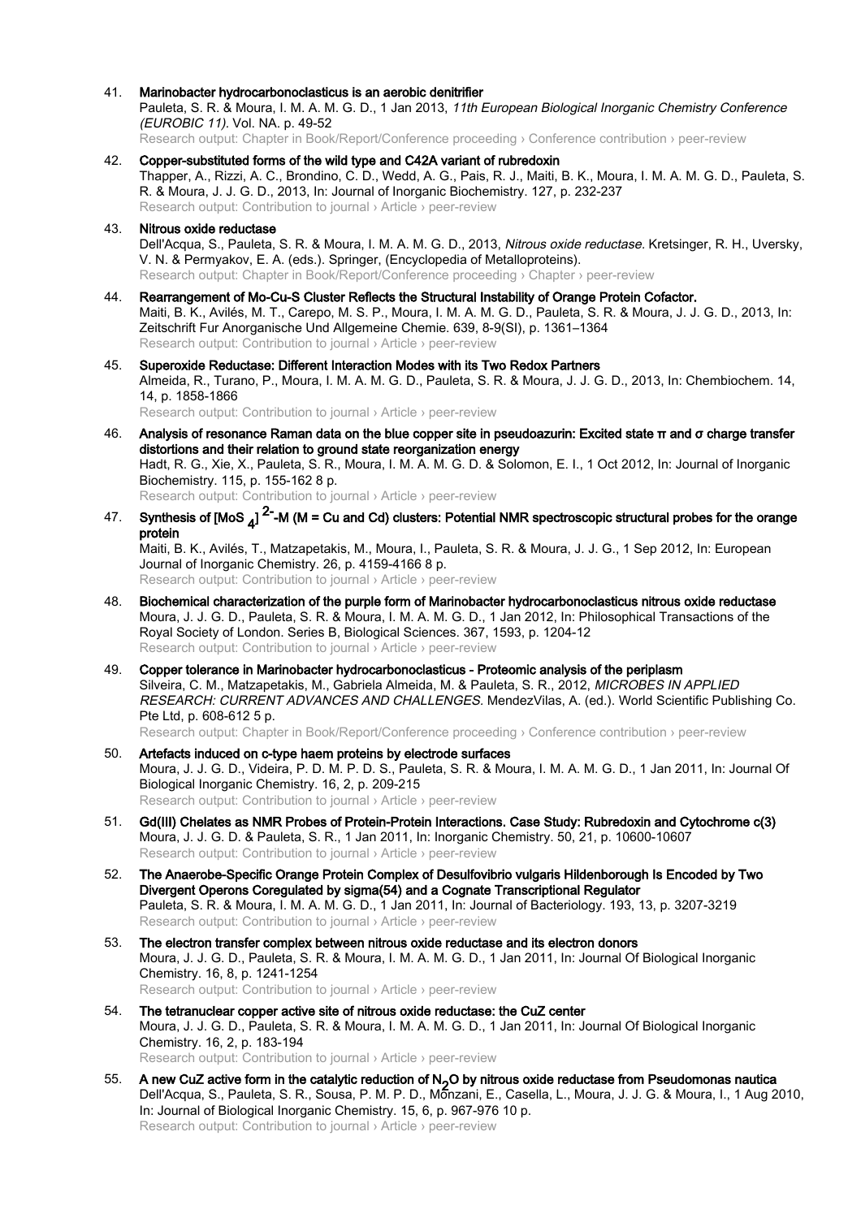41. **Marinobacter hydrocarbonoclasticus is an aerobic denitrifier**
Pauleta, S. R. & Moura, I. M. A. M. G. D., 1 Jan 2013, *11th European Biological Inorganic Chemistry Conference (EUROBIC 11).* Vol. NA. p. 49-52
Research output: Chapter in Book/Report/Conference proceeding › Conference contribution › peer-review

42. **Copper-substituted forms of the wild type and C42A variant of rubredoxin**
Thapper, A., Rizzi, A. C., Brondino, C. D., Wedd, A. G., Pais, R. J., Maiti, B. K., Moura, I. M. A. M. G. D., Pauleta, S. R. & Moura, J. J. G. D., 2013, In: Journal of Inorganic Biochemistry. 127, p. 232-237
Research output: Contribution to journal › Article › peer-review

43. **Nitrous oxide reductase**
Dell'Acqua, S., Pauleta, S. R. & Moura, I. M. A. M. G. D., 2013, *Nitrous oxide reductase.* Kretsinger, R. H., Uversky, V. N. & Permyakov, E. A. (eds.). Springer, (Encyclopedia of Metalloproteins).
Research output: Chapter in Book/Report/Conference proceeding › Chapter › peer-review

44. **Rearrangement of Mo-Cu-S Cluster Reflects the Structural Instability of Orange Protein Cofactor.**
Maiti, B. K., Avilés, M. T., Carepo, M. S. P., Moura, I. M. A. M. G. D., Pauleta, S. R. & Moura, J. J. G. D., 2013, In: Zeitschrift Fur Anorganische Und Allgemeine Chemie. 639, 8-9(SI), p. 1361–1364
Research output: Contribution to journal › Article › peer-review

45. **Superoxide Reductase: Different Interaction Modes with its Two Redox Partners**
Almeida, R., Turano, P., Moura, I. M. A. M. G. D., Pauleta, S. R. & Moura, J. J. G. D., 2013, In: Chembiochem. 14, 14, p. 1858-1866
Research output: Contribution to journal › Article › peer-review

46. **Analysis of resonance Raman data on the blue copper site in pseudoazurin: Excited state π and σ charge transfer distortions and their relation to ground state reorganization energy**
Hadt, R. G., Xie, X., Pauleta, S. R., Moura, I. M. A. M. G. D. & Solomon, E. I., 1 Oct 2012, In: Journal of Inorganic Biochemistry. 115, p. 155-162 8 p.
Research output: Contribution to journal › Article › peer-review

47. **Synthesis of $[MoS_4]^{2-}$-M (M = Cu and Cd) clusters: Potential NMR spectroscopic structural probes for the orange protein**
Maiti, B. K., Avilés, T., Matzapetakis, M., Moura, I., Pauleta, S. R. & Moura, J. J. G., 1 Sep 2012, In: European Journal of Inorganic Chemistry. 26, p. 4159-4166 8 p.
Research output: Contribution to journal › Article › peer-review

48. **Biochemical characterization of the purple form of Marinobacter hydrocarbonoclasticus nitrous oxide reductase**
Moura, J. J. G. D., Pauleta, S. R. & Moura, I. M. A. M. G. D., 1 Jan 2012, In: Philosophical Transactions of the Royal Society of London. Series B, Biological Sciences. 367, 1593, p. 1204-12
Research output: Contribution to journal › Article › peer-review

49. **Copper tolerance in Marinobacter hydrocarbonoclasticus - Proteomic analysis of the periplasm**
Silveira, C. M., Matzapetakis, M., Gabriela Almeida, M. & Pauleta, S. R., 2012, *MICROBES IN APPLIED RESEARCH: CURRENT ADVANCES AND CHALLENGES.* MendezVilas, A. (ed.). World Scientific Publishing Co. Pte Ltd, p. 608-612 5 p.
Research output: Chapter in Book/Report/Conference proceeding › Conference contribution › peer-review

50. **Artefacts induced on c-type haem proteins by electrode surfaces**
Moura, J. J. G. D., Videira, P. D. M. P. D. S., Pauleta, S. R. & Moura, I. M. A. M. G. D., 1 Jan 2011, In: Journal Of Biological Inorganic Chemistry. 16, 2, p. 209-215
Research output: Contribution to journal › Article › peer-review

51. **Gd(III) Chelates as NMR Probes of Protein-Protein Interactions. Case Study: Rubredoxin and Cytochrome c(3)**
Moura, J. J. G. D. & Pauleta, S. R., 1 Jan 2011, In: Inorganic Chemistry. 50, 21, p. 10600-10607
Research output: Contribution to journal › Article › peer-review

52. **The Anaerobe-Specific Orange Protein Complex of Desulfovibrio vulgaris Hildenborough Is Encoded by Two Divergent Operons Coregulated by sigma(54) and a Cognate Transcriptional Regulator**
Pauleta, S. R. & Moura, I. M. A. M. G. D., 1 Jan 2011, In: Journal of Bacteriology. 193, 13, p. 3207-3219
Research output: Contribution to journal › Article › peer-review

53. **The electron transfer complex between nitrous oxide reductase and its electron donors**
Moura, J. J. G. D., Pauleta, S. R. & Moura, I. M. A. M. G. D., 1 Jan 2011, In: Journal Of Biological Inorganic Chemistry. 16, 8, p. 1241-1254
Research output: Contribution to journal › Article › peer-review

54. **The tetranuclear copper active site of nitrous oxide reductase: the CuZ center**
Moura, J. J. G. D., Pauleta, S. R. & Moura, I. M. A. M. G. D., 1 Jan 2011, In: Journal Of Biological Inorganic Chemistry. 16, 2, p. 183-194
Research output: Contribution to journal › Article › peer-review

55. **A new CuZ active form in the catalytic reduction of $N_2O$ by nitrous oxide reductase from Pseudomonas nautica**
Dell'Acqua, S., Pauleta, S. R., Sousa, P. M. P. D., Monzani, E., Casella, L., Moura, J. J. G. & Moura, I., 1 Aug 2010, In: Journal of Biological Inorganic Chemistry. 15, 6, p. 967-976 10 p.
Research output: Contribution to journal › Article › peer-review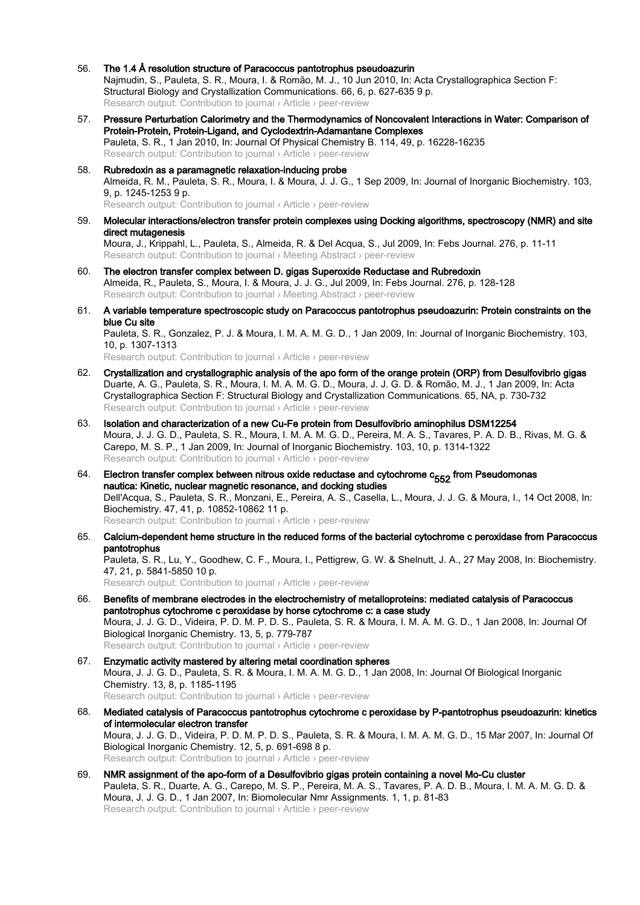56. **The 1.4 Å resolution structure of Paracoccus pantotrophus pseudoazurin**
Najmudin, S., Pauleta, S. R., Moura, I. & Romão, M. J., 10 Jun 2010, In: Acta Crystallographica Section F: Structural Biology and Crystallization Communications. 66, 6, p. 627-635 9 p.
Research output: Contribution to journal › Article › peer-review

57. **Pressure Perturbation Calorimetry and the Thermodynamics of Noncovalent Interactions in Water: Comparison of Protein-Protein, Protein-Ligand, and Cyclodextrin-Adamantane Complexes**
Pauleta, S. R., 1 Jan 2010, In: Journal Of Physical Chemistry B. 114, 49, p. 16228-16235
Research output: Contribution to journal › Article › peer-review

58. **Rubredoxin as a paramagnetic relaxation-inducing probe**
Almeida, R. M., Pauleta, S. R., Moura, I. & Moura, J. J. G., 1 Sep 2009, In: Journal of Inorganic Biochemistry. 103, 9, p. 1245-1253 9 p.
Research output: Contribution to journal › Article › peer-review

59. **Molecular interactions/electron transfer protein complexes using Docking algorithms, spectroscopy (NMR) and site direct mutagenesis**
Moura, J., Krippahl, L., Pauleta, S., Almeida, R. & Del Acqua, S., Jul 2009, In: Febs Journal. 276, p. 11-11
Research output: Contribution to journal › Meeting Abstract › peer-review

60. **The electron transfer complex between D. gigas Superoxide Reductase and Rubredoxin**
Almeida, R., Pauleta, S., Moura, I. & Moura, J. J. G., Jul 2009, In: Febs Journal. 276, p. 128-128
Research output: Contribution to journal › Meeting Abstract › peer-review

61. **A variable temperature spectroscopic study on Paracoccus pantotrophus pseudoazurin: Protein constraints on the blue Cu site**
Pauleta, S. R., Gonzalez, P. J. & Moura, I. M. A. M. G. D., 1 Jan 2009, In: Journal of Inorganic Biochemistry. 103, 10, p. 1307-1313
Research output: Contribution to journal › Article › peer-review

62. **Crystallization and crystallographic analysis of the apo form of the orange protein (ORP) from Desulfovibrio gigas**
Duarte, A. G., Pauleta, S. R., Moura, I. M. A. M. G. D., Moura, J. J. G. D. & Romão, M. J., 1 Jan 2009, In: Acta Crystallographica Section F: Structural Biology and Crystallization Communications. 65, NA, p. 730-732
Research output: Contribution to journal › Article › peer-review

63. **Isolation and characterization of a new Cu-Fe protein from Desulfovibrio aminophilus DSM12254**
Moura, J. J. G. D., Pauleta, S. R., Moura, I. M. A. M. G. D., Pereira, M. A. S., Tavares, P. A. D. B., Rivas, M. G. & Carepo, M. S. P., 1 Jan 2009, In: Journal of Inorganic Biochemistry. 103, 10, p. 1314-1322
Research output: Contribution to journal › Article › peer-review

64. **Electron transfer complex between nitrous oxide reductase and cytochrome $c_{552}$ from Pseudomonas nautica: Kinetic, nuclear magnetic resonance, and docking studies**
Dell'Acqua, S., Pauleta, S. R., Monzani, E., Pereira, A. S., Casella, L., Moura, J. J. G. & Moura, I., 14 Oct 2008, In: Biochemistry. 47, 41, p. 10852-10862 11 p.
Research output: Contribution to journal › Article › peer-review

65. **Calcium-dependent heme structure in the reduced forms of the bacterial cytochrome c peroxidase from Paracoccus pantotrophus**
Pauleta, S. R., Lu, Y., Goodhew, C. F., Moura, I., Pettigrew, G. W. & Shelnutt, J. A., 27 May 2008, In: Biochemistry. 47, 21, p. 5841-5850 10 p.
Research output: Contribution to journal › Article › peer-review

66. **Benefits of membrane electrodes in the electrochemistry of metalloproteins: mediated catalysis of Paracoccus pantotrophus cytochrome c peroxidase by horse cytochrome c: a case study**
Moura, J. J. G. D., Videira, P. D. M. P. D. S., Pauleta, S. R. & Moura, I. M. A. M. G. D., 1 Jan 2008, In: Journal Of Biological Inorganic Chemistry. 13, 5, p. 779-787
Research output: Contribution to journal › Article › peer-review

67. **Enzymatic activity mastered by altering metal coordination spheres**
Moura, J. J. G. D., Pauleta, S. R. & Moura, I. M. A. M. G. D., 1 Jan 2008, In: Journal Of Biological Inorganic Chemistry. 13, 8, p. 1185-1195
Research output: Contribution to journal › Article › peer-review

68. **Mediated catalysis of Paracoccus pantotrophus cytochrome c peroxidase by P-pantotrophus pseudoazurin: kinetics of intermolecular electron transfer**
Moura, J. J. G. D., Videira, P. D. M. P. D. S., Pauleta, S. R. & Moura, I. M. A. M. G. D., 15 Mar 2007, In: Journal Of Biological Inorganic Chemistry. 12, 5, p. 691-698 8 p.
Research output: Contribution to journal › Article › peer-review

69. **NMR assignment of the apo-form of a Desulfovibrio gigas protein containing a novel Mo-Cu cluster**
Pauleta, S. R., Duarte, A. G., Carepo, M. S. P., Pereira, M. A. S., Tavares, P. A. D. B., Moura, I. M. A. M. G. D. & Moura, J. J. G. D., 1 Jan 2007, In: Biomolecular Nmr Assignments. 1, 1, p. 81-83
Research output: Contribution to journal › Article › peer-review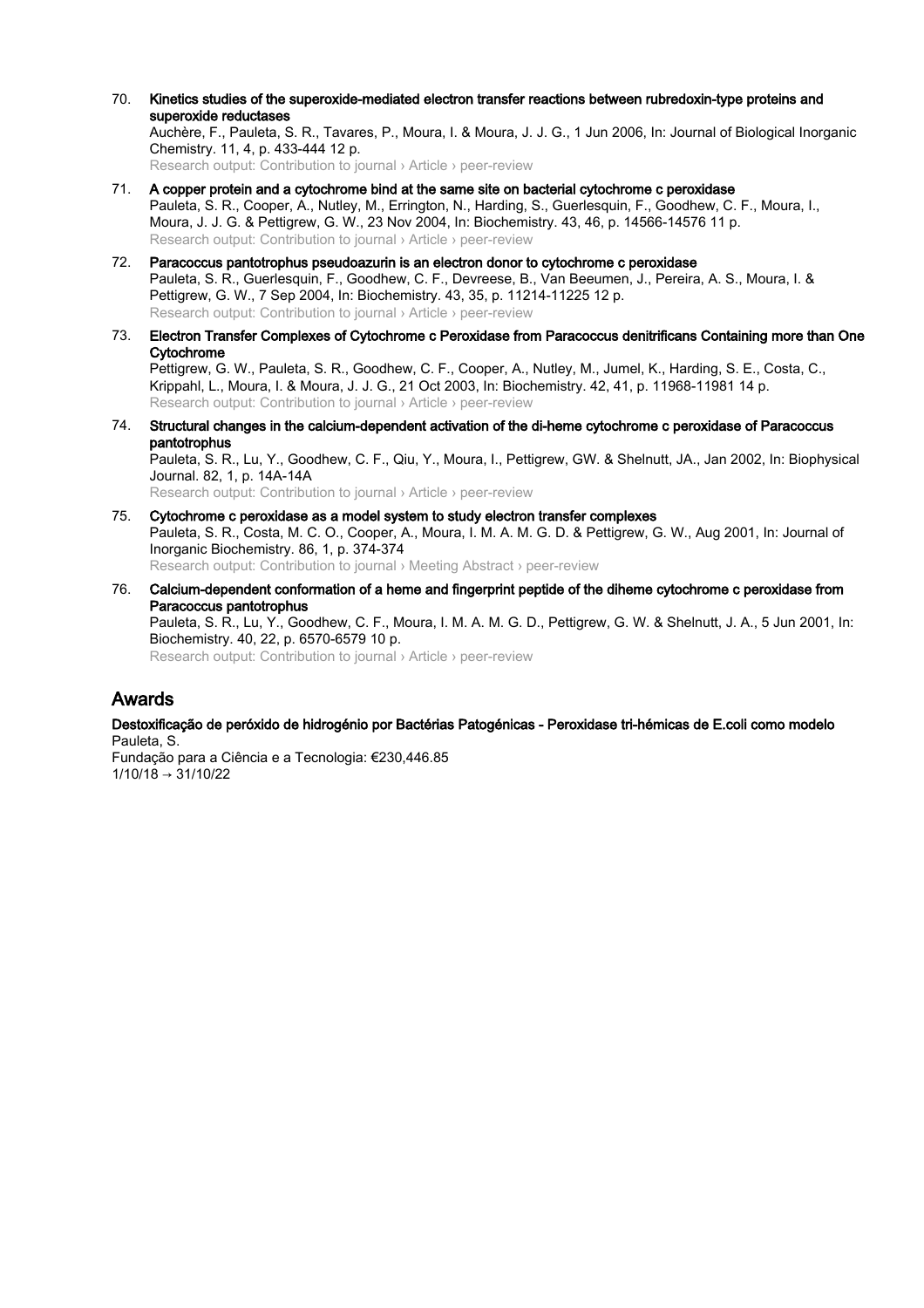70. **Kinetics studies of the superoxide-mediated electron transfer reactions between rubredoxin-type proteins and superoxide reductases**
    Auchère, F., Pauleta, S. R., Tavares, P., Moura, I. & Moura, J. J. G., 1 Jun 2006, In: Journal of Biological Inorganic Chemistry. 11, 4, p. 433-444 12 p.
    Research output: Contribution to journal › Article › peer-review

71. **A copper protein and a cytochrome bind at the same site on bacterial cytochrome c peroxidase**
    Pauleta, S. R., Cooper, A., Nutley, M., Errington, N., Harding, S., Guerlesquin, F., Goodhew, C. F., Moura, I., Moura, J. J. G. & Pettigrew, G. W., 23 Nov 2004, In: Biochemistry. 43, 46, p. 14566-14576 11 p.
    Research output: Contribution to journal › Article › peer-review

72. **Paracoccus pantotrophus pseudoazurin is an electron donor to cytochrome c peroxidase**
    Pauleta, S. R., Guerlesquin, F., Goodhew, C. F., Devreese, B., Van Beeumen, J., Pereira, A. S., Moura, I. & Pettigrew, G. W., 7 Sep 2004, In: Biochemistry. 43, 35, p. 11214-11225 12 p.
    Research output: Contribution to journal › Article › peer-review

73. **Electron Transfer Complexes of Cytochrome c Peroxidase from Paracoccus denitrificans Containing more than One Cytochrome**
    Pettigrew, G. W., Pauleta, S. R., Goodhew, C. F., Cooper, A., Nutley, M., Jumel, K., Harding, S. E., Costa, C., Krippahl, L., Moura, I. & Moura, J. J. G., 21 Oct 2003, In: Biochemistry. 42, 41, p. 11968-11981 14 p.
    Research output: Contribution to journal › Article › peer-review

74. **Structural changes in the calcium-dependent activation of the di-heme cytochrome c peroxidase of Paracoccus pantotrophus**
    Pauleta, S. R., Lu, Y., Goodhew, C. F., Qiu, Y., Moura, I., Pettigrew, GW. & Shelnutt, JA., Jan 2002, In: Biophysical Journal. 82, 1, p. 14A-14A
    Research output: Contribution to journal › Article › peer-review

75. **Cytochrome c peroxidase as a model system to study electron transfer complexes**
    Pauleta, S. R., Costa, M. C. O., Cooper, A., Moura, I. M. A. M. G. D. & Pettigrew, G. W., Aug 2001, In: Journal of Inorganic Biochemistry. 86, 1, p. 374-374
    Research output: Contribution to journal › Meeting Abstract › peer-review

76. **Calcium-dependent conformation of a heme and fingerprint peptide of the diheme cytochrome c peroxidase from Paracoccus pantotrophus**
    Pauleta, S. R., Lu, Y., Goodhew, C. F., Moura, I. M. A. M. G. D., Pettigrew, G. W. & Shelnutt, J. A., 5 Jun 2001, In: Biochemistry. 40, 22, p. 6570-6579 10 p.
    Research output: Contribution to journal › Article › peer-review

## Awards

**Destoxificação de peróxido de hidrogénio por Bactérias Patogénicas - Peroxidase tri-hémicas de E.coli como modelo**
Pauleta, S.
Fundação para a Ciência e a Tecnologia: €230,446.85
1/10/18 → 31/10/22